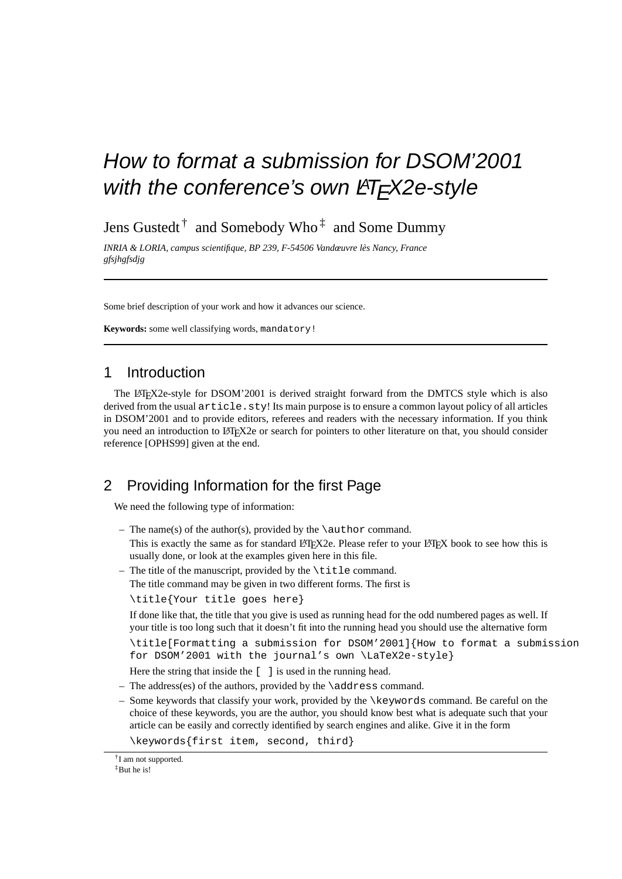# How to format a submission for DSOM'2001 with the conference's own LaTeX2e-style

Jens Gustedt[†] and Somebody Who[‡] and Some Dummy

*INRIA & LORIA, campus scientifique, BP 239, F-54506 Vandœuvre lès Nancy, France*
*gfsjhgfsdjg*

---

Some brief description of your work and how it advances our science.

**Keywords:** some well classifying words, `mandatory!`

---

## 1 Introduction

The LaTeX2e-style for DSOM'2001 is derived straight forward from the DMTCS style which is also derived from the usual `article.sty`! Its main purpose is to ensure a common layout policy of all articles in DSOM'2001 and to provide editors, referees and readers with the necessary information. If you think you need an introduction to LaTeX2e or search for pointers to other literature on that, you should consider reference [OPHS99] given at the end.

## 2 Providing Information for the first Page

We need the following type of information:

- The name(s) of the author(s), provided by the `\author` command.
  This is exactly the same as for standard LaTeX2e. Please refer to your LaTeX book to see how this is usually done, or look at the examples given here in this file.
- The title of the manuscript, provided by the `\title` command.
  The title command may be given in two different forms. The first is

  ```
  \title{Your title goes here}
  ```

  If done like that, the title that you give is used as running head for the odd numbered pages as well. If your title is too long such that it doesn't fit into the running head you should use the alternative form

  ```
  \title[Formatting a submission for DSOM'2001]{How to format a submission
  for DSOM'2001 with the journal's own \LaTeX2e-style}
  ```

  Here the string that inside the `[ ]` is used in the running head.
- The address(es) of the authors, provided by the `\address` command.
- Some keywords that classify your work, provided by the `\keywords` command. Be careful on the choice of these keywords, you are the author, you should know best what is adequate such that your article can be easily and correctly identified by search engines and alike. Give it in the form

  ```
  \keywords{first item, second, third}
  ```

---

[†] I am not supported.
[‡] But he is!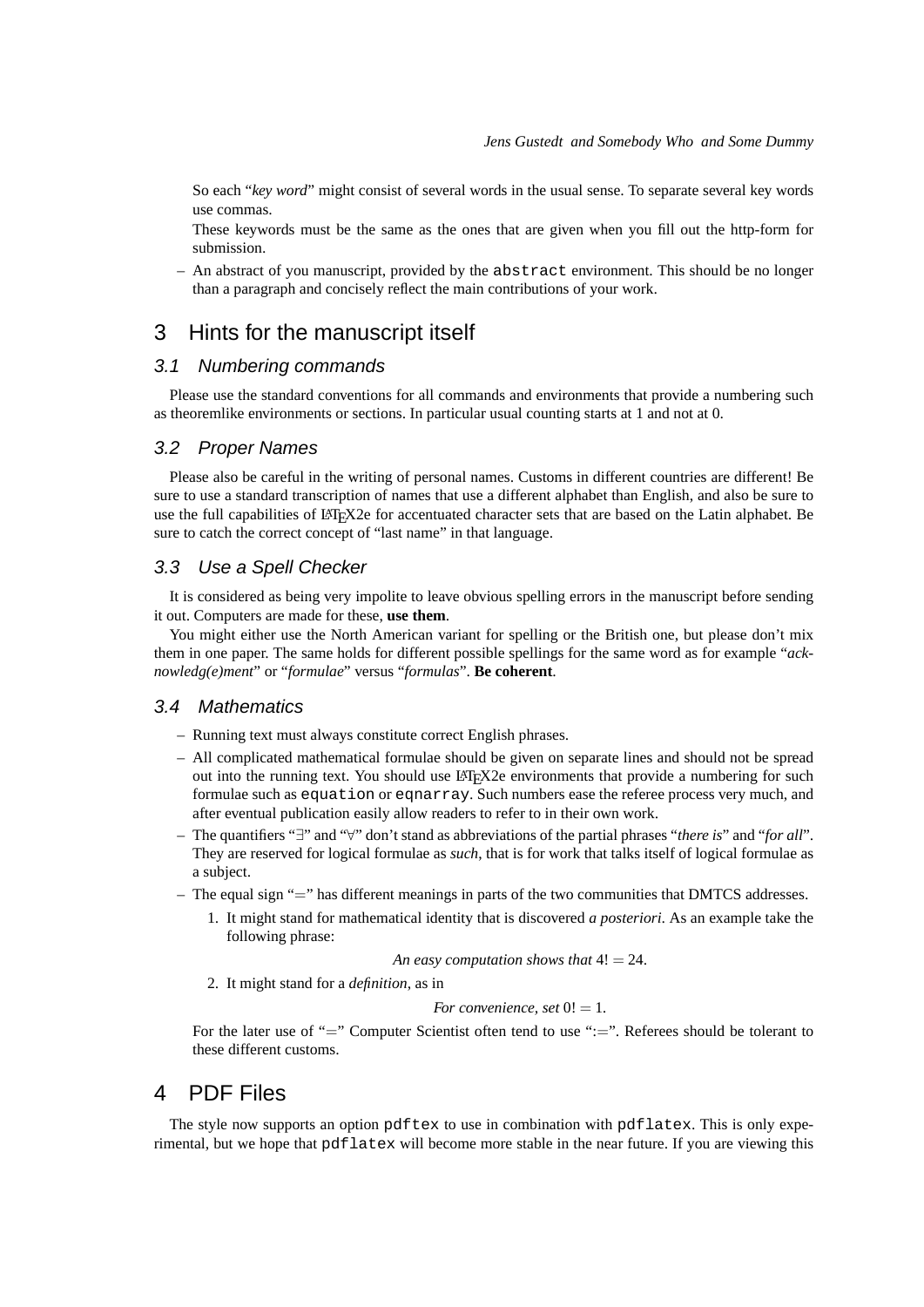So each “*key word*” might consist of several words in the usual sense. To separate several key words use commas.

These keywords must be the same as the ones that are given when you fill out the http-form for submission.

– An abstract of you manuscript, provided by the `abstract` environment. This should be no longer than a paragraph and concisely reflect the main contributions of your work.

## 3 Hints for the manuscript itself

### 3.1 Numbering commands

Please use the standard conventions for all commands and environments that provide a numbering such as theoremlike environments or sections. In particular usual counting starts at 1 and not at 0.

### 3.2 Proper Names

Please also be careful in the writing of personal names. Customs in different countries are different! Be sure to use a standard transcription of names that use a different alphabet than English, and also be sure to use the full capabilities of LaTeX2e for accentuated character sets that are based on the Latin alphabet. Be sure to catch the correct concept of “last name” in that language.

### 3.3 Use a Spell Checker

It is considered as being very impolite to leave obvious spelling errors in the manuscript before sending it out. Computers are made for these, **use them**.

You might either use the North American variant for spelling or the British one, but please don’t mix them in one paper. The same holds for different possible spellings for the same word as for example “*acknowledg(e)ment*” or “*formulae*” versus “*formulas*”. **Be coherent**.

### 3.4 Mathematics

– Running text must always constitute correct English phrases.

– All complicated mathematical formulae should be given on separate lines and should not be spread out into the running text. You should use LaTeX2e environments that provide a numbering for such formulae such as `equation` or `eqnarray`. Such numbers ease the referee process very much, and after eventual publication easily allow readers to refer to in their own work.

– The quantifiers “$\exists$” and “$\forall$” don’t stand as abbreviations of the partial phrases “*there is*” and “*for all*”. They are reserved for logical formulae as *such*, that is for work that talks itself of logical formulae as a subject.

– The equal sign “$=$” has different meanings in parts of the two communities that DMTCS addresses.

1. It might stand for mathematical identity that is discovered *a posteriori*. As an example take the following phrase:

   *An easy computation shows that* $4! = 24$.

2. It might stand for a *definition*, as in

   *For convenience, set* $0! = 1$.

For the later use of “$=$” Computer Scientist often tend to use “$:=$”. Referees should be tolerant to these different customs.

## 4 PDF Files

The style now supports an option `pdftex` to use in combination with `pdflatex`. This is only experimental, but we hope that `pdflatex` will become more stable in the near future. If you are viewing this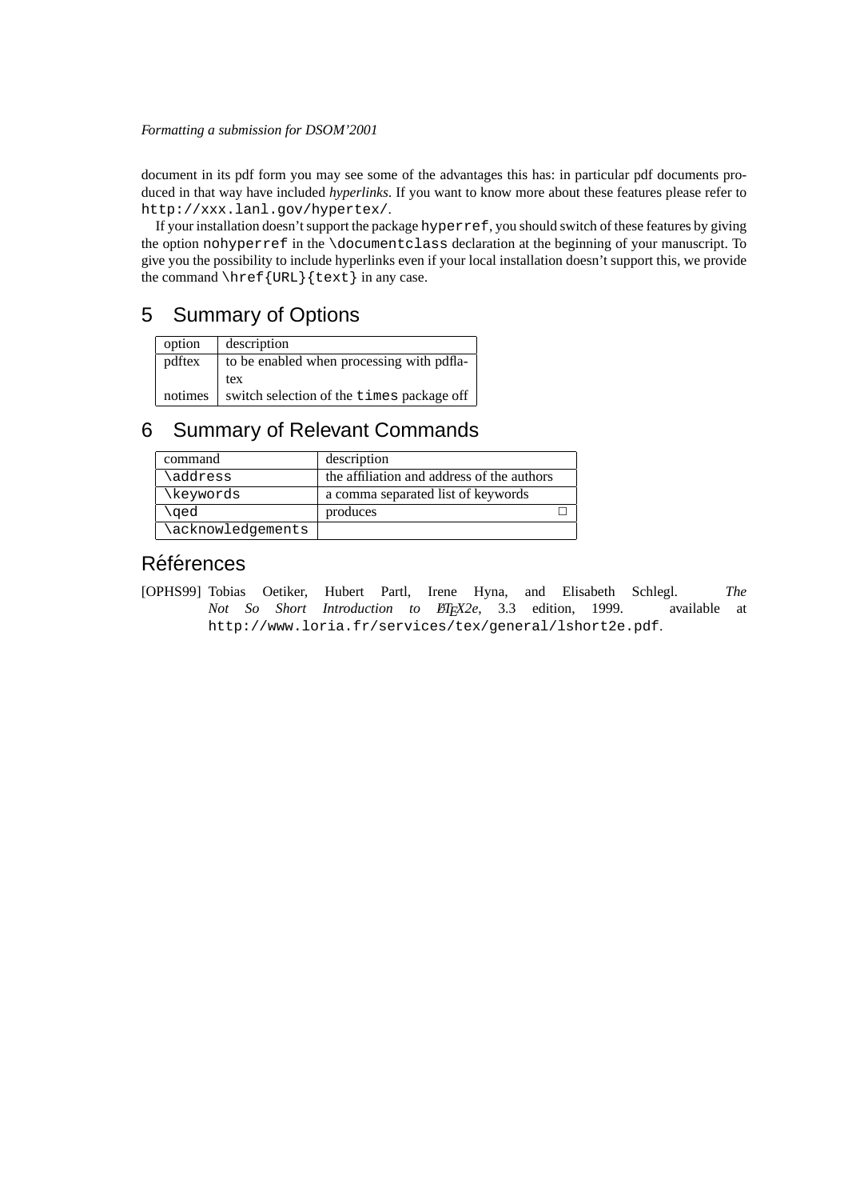document in its pdf form you may see some of the advantages this has: in particular pdf documents produced in that way have included *hyperlinks*. If you want to know more about these features please refer to `http://xxx.lanl.gov/hypertex/`.

If your installation doesn't support the package `hyperref`, you should switch of these features by giving the option `nohyperref` in the `\documentclass` declaration at the beginning of your manuscript. To give you the possibility to include hyperlinks even if your local installation doesn't support this, we provide the command `\href{URL}{text}` in any case.

## 5 Summary of Options

| option | description |
|---|---|
| pdftex | to be enabled when processing with pdflatex |
| notimes | switch selection of the `times` package off |

## 6 Summary of Relevant Commands

| command | description |
|---|---|
| `\address` | the affiliation and address of the authors |
| `\keywords` | a comma separated list of keywords |
| `\qed` | produces □ |
| `\acknowledgements` | |

## Références

[OPHS99] Tobias Oetiker, Hubert Partl, Irene Hyna, and Elisabeth Schlegl. *The Not So Short Introduction to LaTeX2e*, 3.3 edition, 1999. available at `http://www.loria.fr/services/tex/general/lshort2e.pdf`.